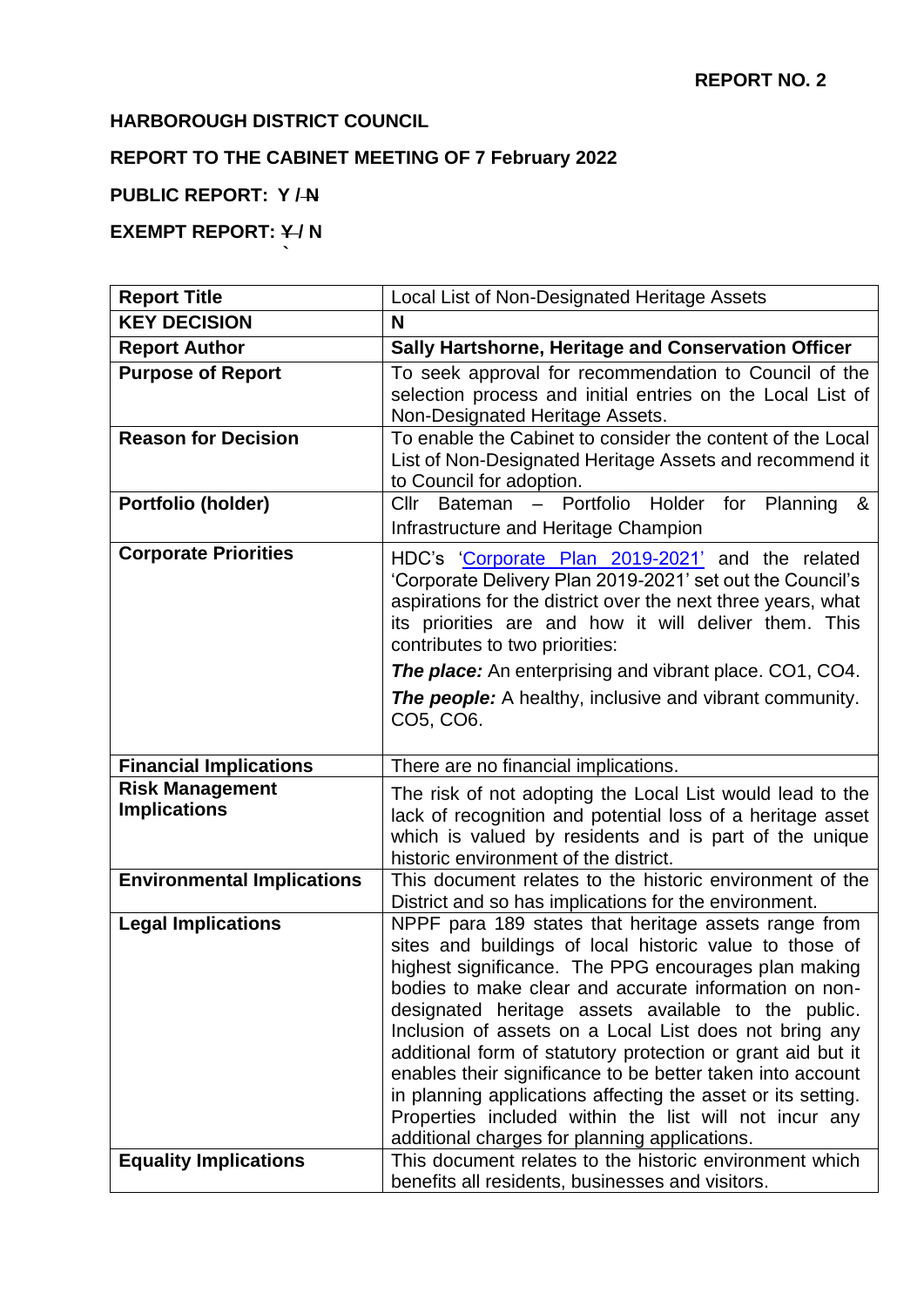**REPORT NO. 2**

**HARBOROUGH DISTRICT COUNCIL**

**REPORT TO THE CABINET MEETING OF 7 February 2022**

**PUBLIC REPORT: Y / ~~N~~**

**EXEMPT REPORT: ~~Y~~ / N**

| **Report Title** | Local List of Non-Designated Heritage Assets |
|---|---|
| **KEY DECISION** | **N** |
| **Report Author** | **Sally Hartshorne, Heritage and Conservation Officer** |
| **Purpose of Report** | To seek approval for recommendation to Council of the selection process and initial entries on the Local List of Non-Designated Heritage Assets. |
| **Reason for Decision** | To enable the Cabinet to consider the content of the Local List of Non-Designated Heritage Assets and recommend it to Council for adoption. |
| **Portfolio (holder)** | Cllr Bateman – Portfolio Holder for Planning & Infrastructure and Heritage Champion |
| **Corporate Priorities** | HDC's 'Corporate Plan 2019-2021' and the related 'Corporate Delivery Plan 2019-2021' set out the Council's aspirations for the district over the next three years, what its priorities are and how it will deliver them. This contributes to two priorities:<br>***The place:*** An enterprising and vibrant place. CO1, CO4.<br>***The people:*** A healthy, inclusive and vibrant community. CO5, CO6. |
| **Financial Implications** | There are no financial implications. |
| **Risk Management Implications** | The risk of not adopting the Local List would lead to the lack of recognition and potential loss of a heritage asset which is valued by residents and is part of the unique historic environment of the district. |
| **Environmental Implications** | This document relates to the historic environment of the District and so has implications for the environment. |
| **Legal Implications** | NPPF para 189 states that heritage assets range from sites and buildings of local historic value to those of highest significance. The PPG encourages plan making bodies to make clear and accurate information on non-designated heritage assets available to the public. Inclusion of assets on a Local List does not bring any additional form of statutory protection or grant aid but it enables their significance to be better taken into account in planning applications affecting the asset or its setting. Properties included within the list will not incur any additional charges for planning applications. |
| **Equality Implications** | This document relates to the historic environment which benefits all residents, businesses and visitors. |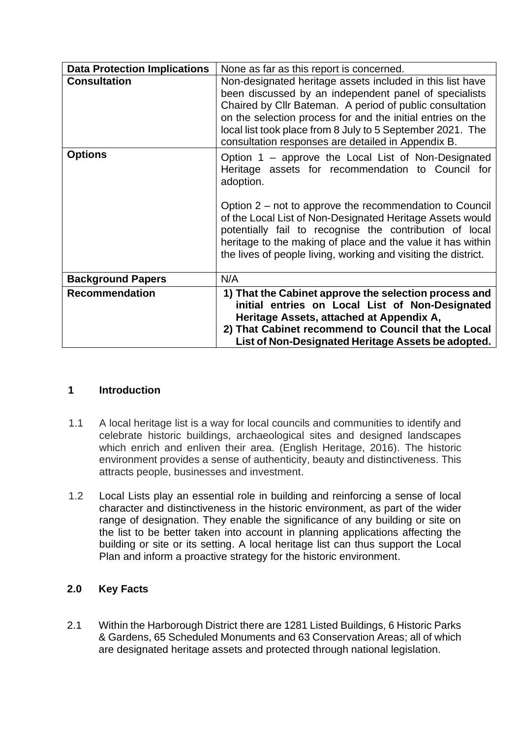| | |
|---|---|
| **Data Protection Implications** | None as far as this report is concerned. |
| **Consultation** | Non-designated heritage assets included in this list have been discussed by an independent panel of specialists Chaired by Cllr Bateman. A period of public consultation on the selection process for and the initial entries on the local list took place from 8 July to 5 September 2021. The consultation responses are detailed in Appendix B. |
| **Options** | Option 1 – approve the Local List of Non-Designated Heritage assets for recommendation to Council for adoption.<br><br>Option 2 – not to approve the recommendation to Council of the Local List of Non-Designated Heritage Assets would potentially fail to recognise the contribution of local heritage to the making of place and the value it has within the lives of people living, working and visiting the district. |
| **Background Papers** | N/A |
| **Recommendation** | **1) That the Cabinet approve the selection process and initial entries on Local List of Non-Designated Heritage Assets, attached at Appendix A,**<br>**2) That Cabinet recommend to Council that the Local List of Non-Designated Heritage Assets be adopted.** |

## 1 Introduction

1.1 A local heritage list is a way for local councils and communities to identify and celebrate historic buildings, archaeological sites and designed landscapes which enrich and enliven their area. (English Heritage, 2016). The historic environment provides a sense of authenticity, beauty and distinctiveness. This attracts people, businesses and investment.

1.2 Local Lists play an essential role in building and reinforcing a sense of local character and distinctiveness in the historic environment, as part of the wider range of designation. They enable the significance of any building or site on the list to be better taken into account in planning applications affecting the building or site or its setting. A local heritage list can thus support the Local Plan and inform a proactive strategy for the historic environment.

## 2.0 Key Facts

2.1 Within the Harborough District there are 1281 Listed Buildings, 6 Historic Parks & Gardens, 65 Scheduled Monuments and 63 Conservation Areas; all of which are designated heritage assets and protected through national legislation.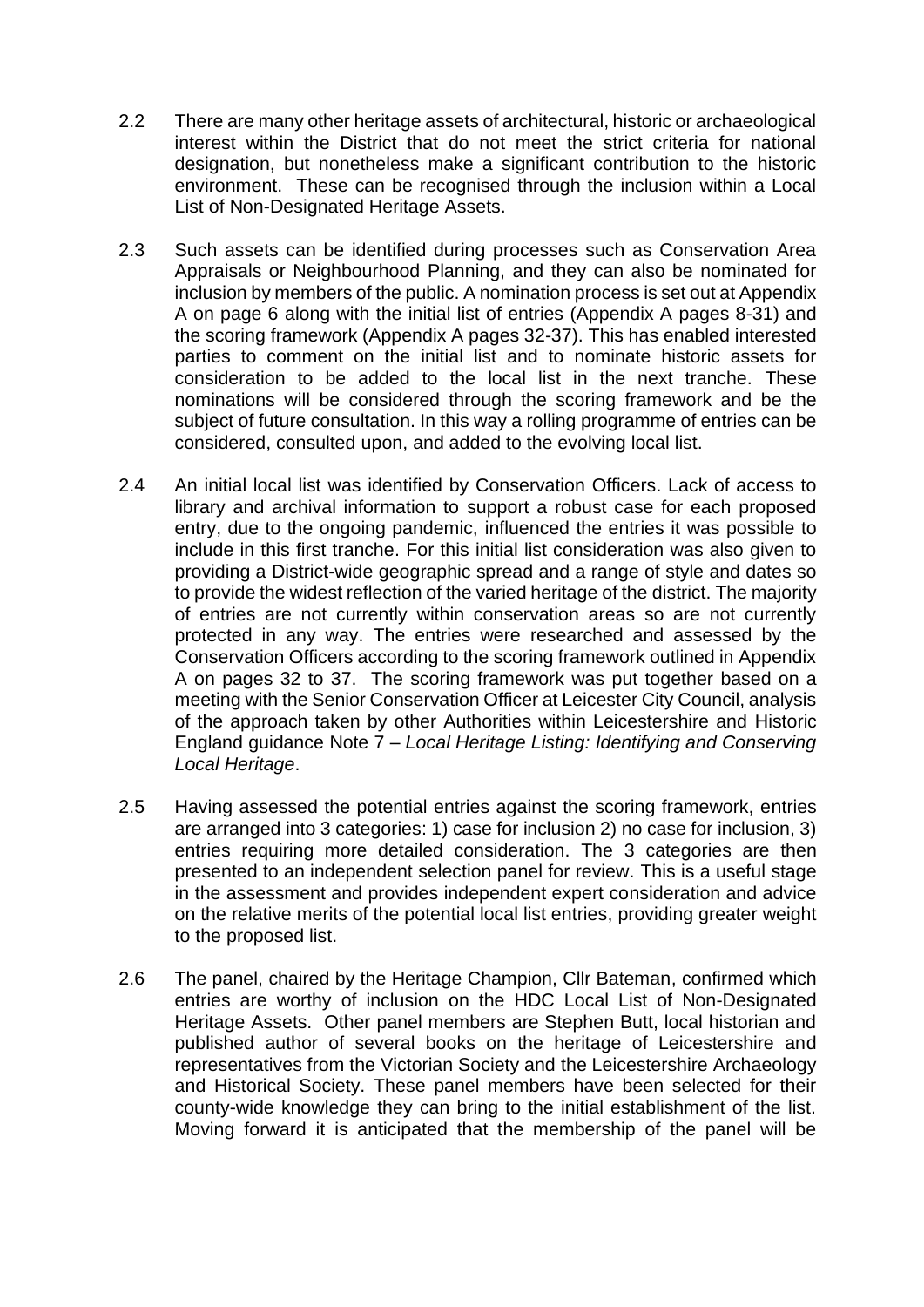2.2 There are many other heritage assets of architectural, historic or archaeological interest within the District that do not meet the strict criteria for national designation, but nonetheless make a significant contribution to the historic environment. These can be recognised through the inclusion within a Local List of Non-Designated Heritage Assets.

2.3 Such assets can be identified during processes such as Conservation Area Appraisals or Neighbourhood Planning, and they can also be nominated for inclusion by members of the public. A nomination process is set out at Appendix A on page 6 along with the initial list of entries (Appendix A pages 8-31) and the scoring framework (Appendix A pages 32-37). This has enabled interested parties to comment on the initial list and to nominate historic assets for consideration to be added to the local list in the next tranche. These nominations will be considered through the scoring framework and be the subject of future consultation. In this way a rolling programme of entries can be considered, consulted upon, and added to the evolving local list.

2.4 An initial local list was identified by Conservation Officers. Lack of access to library and archival information to support a robust case for each proposed entry, due to the ongoing pandemic, influenced the entries it was possible to include in this first tranche. For this initial list consideration was also given to providing a District-wide geographic spread and a range of style and dates so to provide the widest reflection of the varied heritage of the district. The majority of entries are not currently within conservation areas so are not currently protected in any way. The entries were researched and assessed by the Conservation Officers according to the scoring framework outlined in Appendix A on pages 32 to 37. The scoring framework was put together based on a meeting with the Senior Conservation Officer at Leicester City Council, analysis of the approach taken by other Authorities within Leicestershire and Historic England guidance Note 7 – *Local Heritage Listing: Identifying and Conserving Local Heritage*.

2.5 Having assessed the potential entries against the scoring framework, entries are arranged into 3 categories: 1) case for inclusion 2) no case for inclusion, 3) entries requiring more detailed consideration. The 3 categories are then presented to an independent selection panel for review. This is a useful stage in the assessment and provides independent expert consideration and advice on the relative merits of the potential local list entries, providing greater weight to the proposed list.

2.6 The panel, chaired by the Heritage Champion, Cllr Bateman, confirmed which entries are worthy of inclusion on the HDC Local List of Non-Designated Heritage Assets. Other panel members are Stephen Butt, local historian and published author of several books on the heritage of Leicestershire and representatives from the Victorian Society and the Leicestershire Archaeology and Historical Society. These panel members have been selected for their county-wide knowledge they can bring to the initial establishment of the list. Moving forward it is anticipated that the membership of the panel will be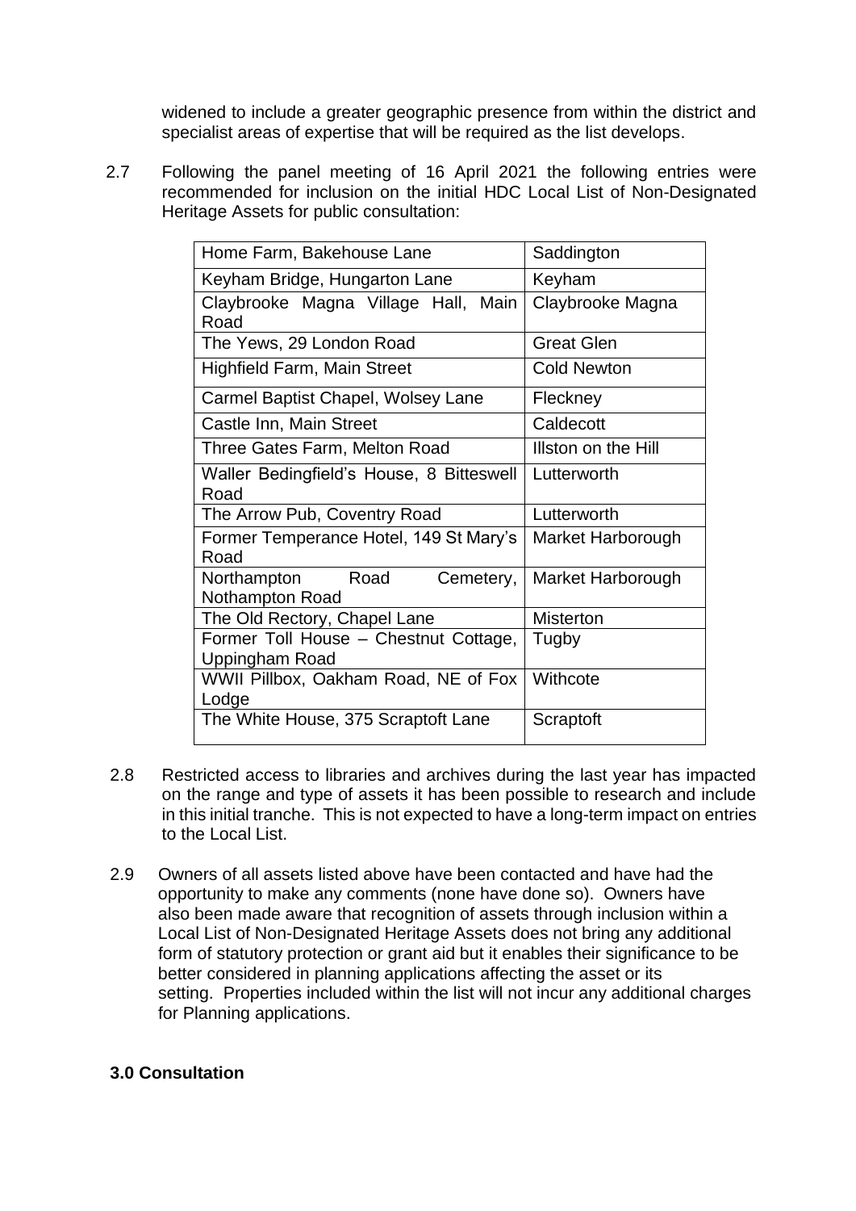widened to include a greater geographic presence from within the district and specialist areas of expertise that will be required as the list develops.

2.7 Following the panel meeting of 16 April 2021 the following entries were recommended for inclusion on the initial HDC Local List of Non-Designated Heritage Assets for public consultation:

| | |
|---|---|
| Home Farm, Bakehouse Lane | Saddington |
| Keyham Bridge, Hungarton Lane | Keyham |
| Claybrooke Magna Village Hall, Main Road | Claybrooke Magna |
| The Yews, 29 London Road | Great Glen |
| Highfield Farm, Main Street | Cold Newton |
| Carmel Baptist Chapel, Wolsey Lane | Fleckney |
| Castle Inn, Main Street | Caldecott |
| Three Gates Farm, Melton Road | Illston on the Hill |
| Waller Bedingfield's House, 8 Bitteswell Road | Lutterworth |
| The Arrow Pub, Coventry Road | Lutterworth |
| Former Temperance Hotel, 149 St Mary's Road | Market Harborough |
| Northampton Road Cemetery, Nothampton Road | Market Harborough |
| The Old Rectory, Chapel Lane | Misterton |
| Former Toll House – Chestnut Cottage, Uppingham Road | Tugby |
| WWII Pillbox, Oakham Road, NE of Fox Lodge | Withcote |
| The White House, 375 Scraptoft Lane | Scraptoft |

2.8 Restricted access to libraries and archives during the last year has impacted on the range and type of assets it has been possible to research and include in this initial tranche. This is not expected to have a long-term impact on entries to the Local List.

2.9 Owners of all assets listed above have been contacted and have had the opportunity to make any comments (none have done so). Owners have also been made aware that recognition of assets through inclusion within a Local List of Non-Designated Heritage Assets does not bring any additional form of statutory protection or grant aid but it enables their significance to be better considered in planning applications affecting the asset or its setting. Properties included within the list will not incur any additional charges for Planning applications.

**3.0 Consultation**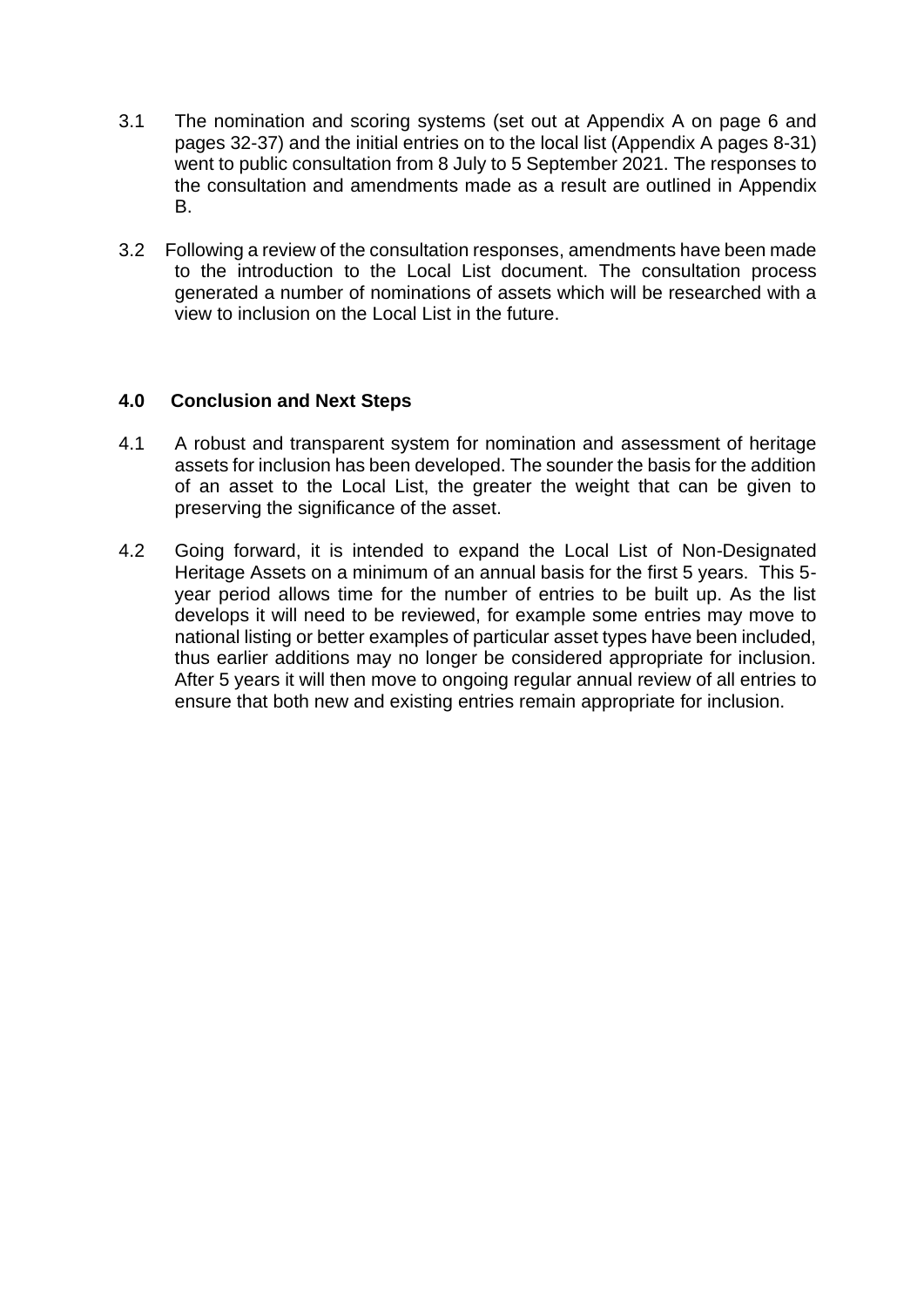3.1 The nomination and scoring systems (set out at Appendix A on page 6 and pages 32-37) and the initial entries on to the local list (Appendix A pages 8-31) went to public consultation from 8 July to 5 September 2021. The responses to the consultation and amendments made as a result are outlined in Appendix B.

3.2 Following a review of the consultation responses, amendments have been made to the introduction to the Local List document. The consultation process generated a number of nominations of assets which will be researched with a view to inclusion on the Local List in the future.

## 4.0 Conclusion and Next Steps

4.1 A robust and transparent system for nomination and assessment of heritage assets for inclusion has been developed. The sounder the basis for the addition of an asset to the Local List, the greater the weight that can be given to preserving the significance of the asset.

4.2 Going forward, it is intended to expand the Local List of Non-Designated Heritage Assets on a minimum of an annual basis for the first 5 years. This 5-year period allows time for the number of entries to be built up. As the list develops it will need to be reviewed, for example some entries may move to national listing or better examples of particular asset types have been included, thus earlier additions may no longer be considered appropriate for inclusion. After 5 years it will then move to ongoing regular annual review of all entries to ensure that both new and existing entries remain appropriate for inclusion.